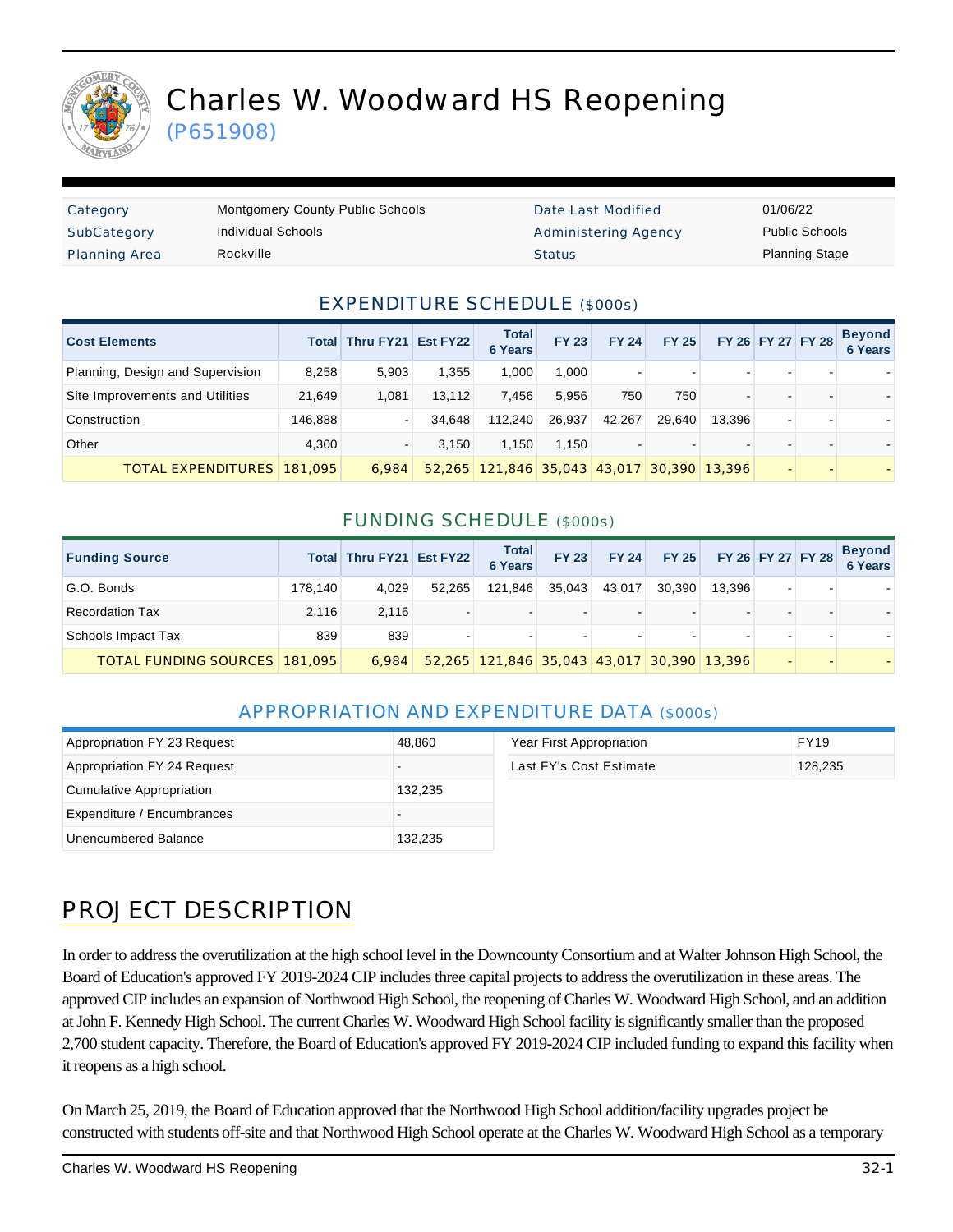# Charles W. Woodward HS Reopening

(P651908)

| | | | |
|---|---|---|---|
| Category | Montgomery County Public Schools | Date Last Modified | 01/06/22 |
| SubCategory | Individual Schools | Administering Agency | Public Schools |
| Planning Area | Rockville | Status | Planning Stage |

## EXPENDITURE SCHEDULE ($000s)

| Cost Elements | Total | Thru FY21 | Est FY22 | Total 6 Years | FY 23 | FY 24 | FY 25 | FY 26 | FY 27 | FY 28 | Beyond 6 Years |
|---|---|---|---|---|---|---|---|---|---|---|---|
| Planning, Design and Supervision | 8,258 | 5,903 | 1,355 | 1,000 | 1,000 | - | - | - | - | - | - |
| Site Improvements and Utilities | 21,649 | 1,081 | 13,112 | 7,456 | 5,956 | 750 | 750 | - | - | - | - |
| Construction | 146,888 | - | 34,648 | 112,240 | 26,937 | 42,267 | 29,640 | 13,396 | - | - | - |
| Other | 4,300 | - | 3,150 | 1,150 | 1,150 | - | - | - | - | - | - |
| TOTAL EXPENDITURES | 181,095 | 6,984 | 52,265 | 121,846 | 35,043 | 43,017 | 30,390 | 13,396 | - | - | - |

## FUNDING SCHEDULE ($000s)

| Funding Source | Total | Thru FY21 | Est FY22 | Total 6 Years | FY 23 | FY 24 | FY 25 | FY 26 | FY 27 | FY 28 | Beyond 6 Years |
|---|---|---|---|---|---|---|---|---|---|---|---|
| G.O. Bonds | 178,140 | 4,029 | 52,265 | 121,846 | 35,043 | 43,017 | 30,390 | 13,396 | - | - | - |
| Recordation Tax | 2,116 | 2,116 | - | - | - | - | - | - | - | - | - |
| Schools Impact Tax | 839 | 839 | - | - | - | - | - | - | - | - | - |
| TOTAL FUNDING SOURCES | 181,095 | 6,984 | 52,265 | 121,846 | 35,043 | 43,017 | 30,390 | 13,396 | - | - | - |

## APPROPRIATION AND EXPENDITURE DATA ($000s)

| | |
|---|---|
| Appropriation FY 23 Request | 48,860 |
| Appropriation FY 24 Request | - |
| Cumulative Appropriation | 132,235 |
| Expenditure / Encumbrances | - |
| Unencumbered Balance | 132,235 |

| | |
|---|---|
| Year First Appropriation | FY19 |
| Last FY's Cost Estimate | 128,235 |

## PROJECT DESCRIPTION

In order to address the overutilization at the high school level in the Downcounty Consortium and at Walter Johnson High School, the Board of Education's approved FY 2019-2024 CIP includes three capital projects to address the overutilization in these areas. The approved CIP includes an expansion of Northwood High School, the reopening of Charles W. Woodward High School, and an addition at John F. Kennedy High School. The current Charles W. Woodward High School facility is significantly smaller than the proposed 2,700 student capacity. Therefore, the Board of Education's approved FY 2019-2024 CIP included funding to expand this facility when it reopens as a high school.

On March 25, 2019, the Board of Education approved that the Northwood High School addition/facility upgrades project be constructed with students off-site and that Northwood High School operate at the Charles W. Woodward High School as a temporary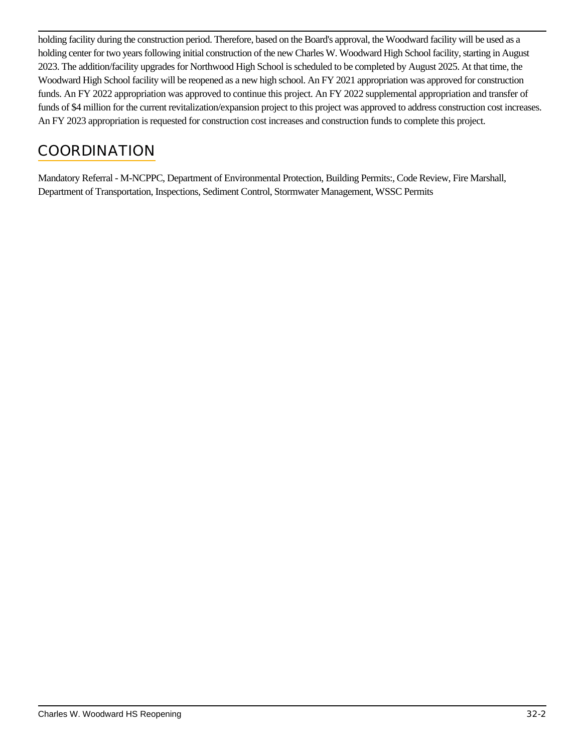holding facility during the construction period. Therefore, based on the Board's approval, the Woodward facility will be used as a holding center for two years following initial construction of the new Charles W. Woodward High School facility, starting in August 2023. The addition/facility upgrades for Northwood High School is scheduled to be completed by August 2025. At that time, the Woodward High School facility will be reopened as a new high school. An FY 2021 appropriation was approved for construction funds. An FY 2022 appropriation was approved to continue this project. An FY 2022 supplemental appropriation and transfer of funds of $4 million for the current revitalization/expansion project to this project was approved to address construction cost increases. An FY 2023 appropriation is requested for construction cost increases and construction funds to complete this project.

## COORDINATION

Mandatory Referral - M-NCPPC, Department of Environmental Protection, Building Permits:, Code Review, Fire Marshall, Department of Transportation, Inspections, Sediment Control, Stormwater Management, WSSC Permits